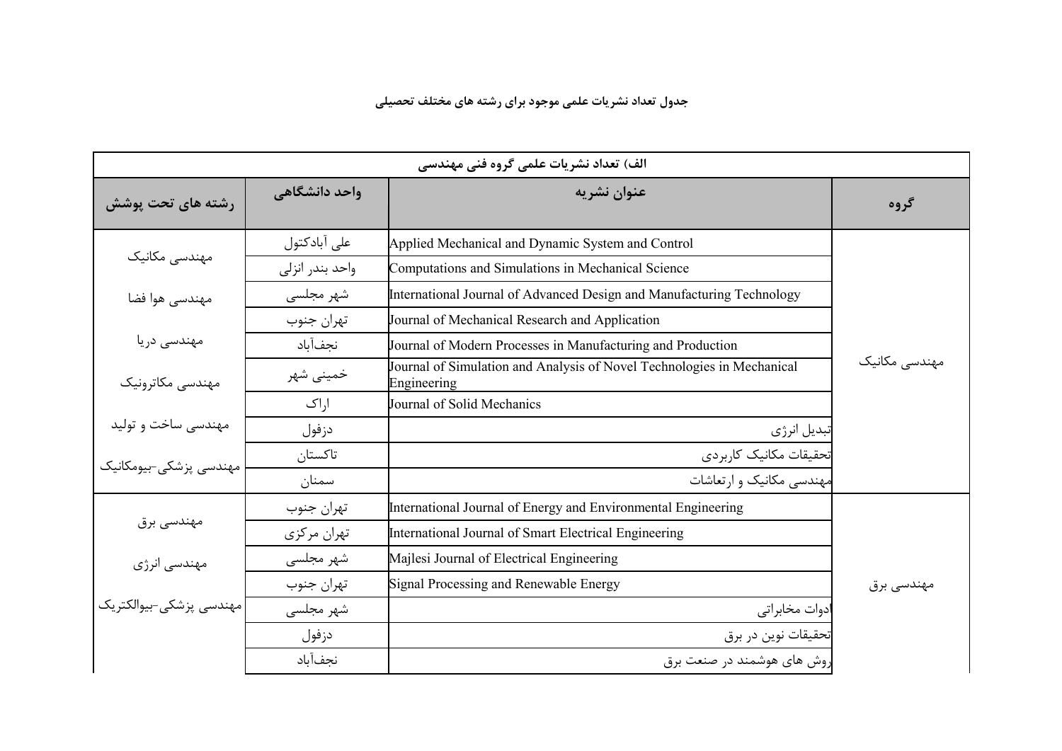**جدول تعداد نشریات علمی موجود برای رشته های مختلف تحصیلی**

| الف) تعداد نشریات علمی گروه فنی مهندسی | | | |
|---|---|---|---|
| **گروه** | **عنوان نشریه** | **واحد دانشگاهی** | **رشته های تحت پوشش** |
| مهندسی مکانیک | Applied Mechanical and Dynamic System and Control | علی آبادکتول | مهندسی مکانیک<br>مهندسی هوا فضا<br>مهندسی دریا<br>مهندسی مکاترونیک<br>مهندسی ساخت و تولید<br>مهندسی پزشکی-بیومکانیک |
| | Computations and Simulations in Mechanical Science | واحد بندر انزلی | |
| | International Journal of Advanced Design and Manufacturing Technology | شهر مجلسی | |
| | Journal of Mechanical Research and Application | تهران جنوب | |
| | Journal of Modern Processes in Manufacturing and Production | نجف‌آباد | |
| | Journal of Simulation and Analysis of Novel Technologies in Mechanical Engineering | خمینی شهر | |
| | Journal of Solid Mechanics | اراک | |
| | تبدیل انرژی | دزفول | |
| | تحقیقات مکانیک کاربردی | تاکستان | |
| | مهندسی مکانیک و ارتعاشات | سمنان | |
| مهندسی برق | International Journal of Energy and Environmental Engineering | تهران جنوب | مهندسی برق<br>مهندسی انرژی<br>مهندسی پزشکی-بیوالکتریک |
| | International Journal of Smart Electrical Engineering | تهران مرکزی | |
| | Majlesi Journal of Electrical Engineering | شهر مجلسی | |
| | Signal Processing and Renewable Energy | تهران جنوب | |
| | ادوات مخابراتی | شهر مجلسی | |
| | تحقیقات نوین در برق | دزفول | |
| | روش های هوشمند در صنعت برق | نجف‌آباد | |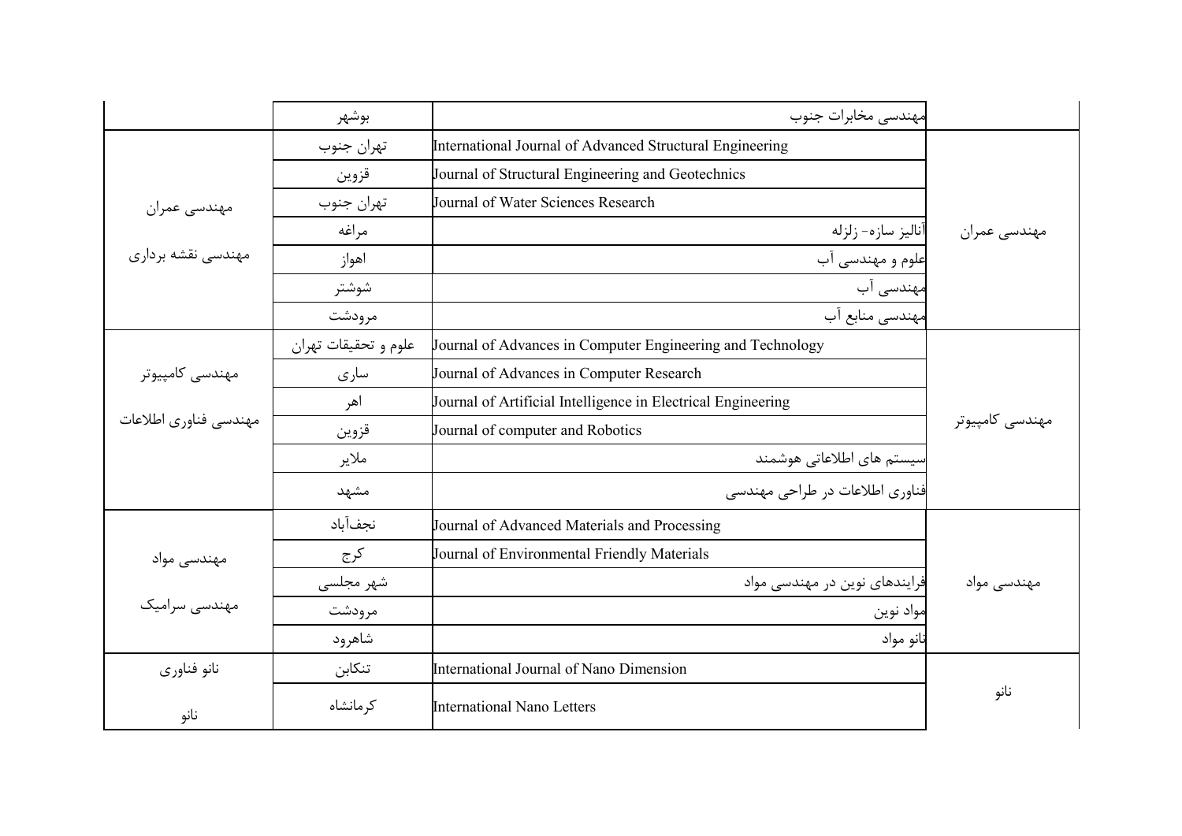| | | | |
|---|---|---|---|
| | مهندسی مخابرات جنوب | بوشهر | |
| مهندسی عمران | International Journal of Advanced Structural Engineering | تهران جنوب | مهندسی عمران<br><br>مهندسی نقشه برداری |
| | Journal of Structural Engineering and Geotechnics | قزوین | |
| | Journal of Water Sciences Research | تهران جنوب | |
| | آنالیز سازه- زلزله | مراغه | |
| | علوم و مهندسی آب | اهواز | |
| | مهندسی آب | شوشتر | |
| | مهندسی منابع آب | مرودشت | |
| مهندسی کامپیوتر | Journal of Advances in Computer Engineering and Technology | علوم و تحقیقات تهران | مهندسی کامپیوتر<br><br>مهندسی فناوری اطلاعات |
| | Journal of Advances in Computer Research | ساری | |
| | Journal of Artificial Intelligence in Electrical Engineering | اهر | |
| | Journal of computer and Robotics | قزوین | |
| | سیستم های اطلاعاتی هوشمند | ملایر | |
| | فناوری اطلاعات در طراحی مهندسی | مشهد | |
| مهندسی مواد | Journal of Advanced Materials and Processing | نجف‌آباد | مهندسی مواد<br><br>مهندسی سرامیک |
| | Journal of Environmental Friendly Materials | کرج | |
| | فرایندهای نوین در مهندسی مواد | شهر مجلسی | |
| | مواد نوین | مرودشت | |
| | نانو مواد | شاهرود | |
| نانو | International Journal of Nano Dimension | تنکابن | نانو فناوری<br><br>نانو |
| | International Nano Letters | کرمانشاه | |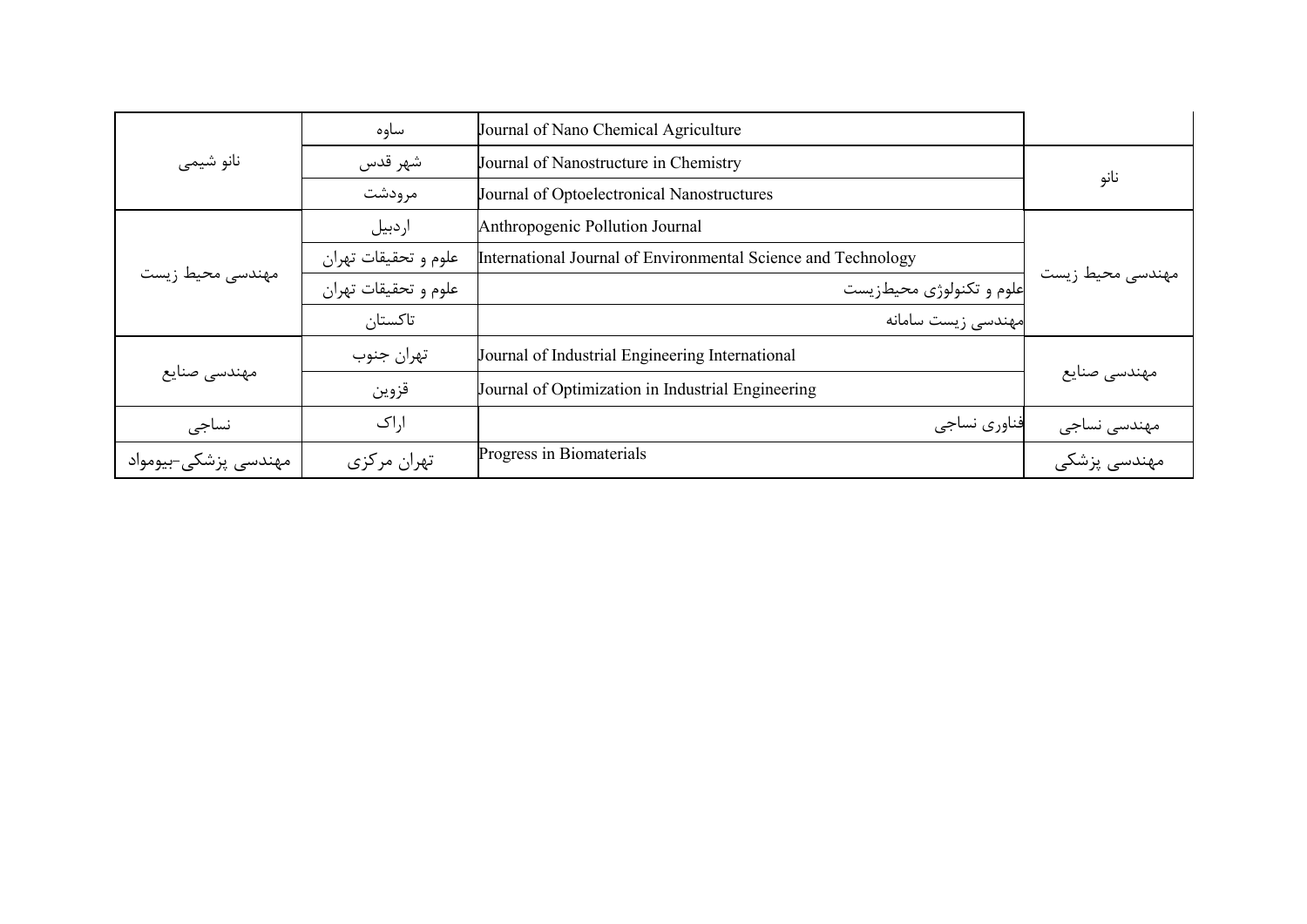| | | | |
|---|---|---|---|
| | Journal of Nano Chemical Agriculture | ساوه | نانو شیمی |
| نانو | Journal of Nanostructure in Chemistry | شهر قدس | |
| | Journal of Optoelectronical Nanostructures | مرودشت | |
| مهندسی محیط زیست | Anthropogenic Pollution Journal | اردبیل | مهندسی محیط زیست |
| | International Journal of Environmental Science and Technology | علوم و تحقیقات تهران | |
| | علوم و تکنولوژی محیط‌زیست | علوم و تحقیقات تهران | |
| | مهندسی زیست سامانه | تاکستان | |
| مهندسی صنایع | Journal of Industrial Engineering International | تهران جنوب | مهندسی صنایع |
| | Journal of Optimization in Industrial Engineering | قزوین | |
| مهندسی نساجی | فناوری نساجی | اراک | نساجی |
| مهندسی پزشکی | Progress in Biomaterials | تهران مرکزی | مهندسی پزشکی-بیومواد |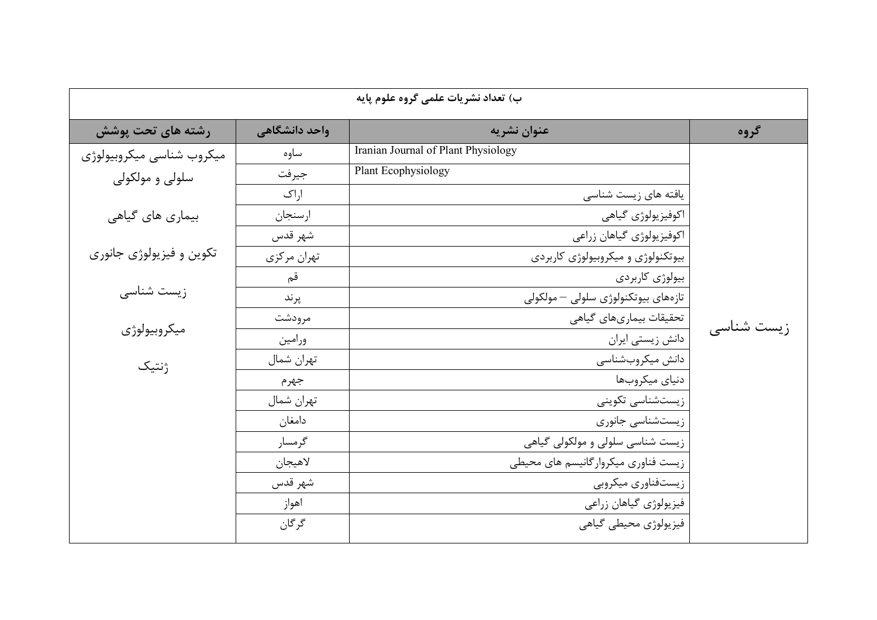**ب) تعداد نشریات علمی گروه علوم پایه**

| گروه | عنوان نشریه | واحد دانشگاهی | رشته های تحت پوشش |
|---|---|---|---|
| زیست شناسی | Iranian Journal of Plant Physiology | ساوه | میکروب شناسی میکروبیولوژی |
| | Plant Ecophysiology | جیرفت | سلولی و مولکولی |
| | یافته های زیست شناسی | اراک | |
| | اکوفیزیولوژی گیاهی | ارسنجان | بیماری های گیاهی |
| | اکوفیزیولوژی گیاهان زراعی | شهر قدس | |
| | بیوتکنولوژی و میکروبیولوژی کاربردی | تهران مرکزی | تکوین و فیزیولوژی جانوری |
| | بیولوژی کاربردی | قم | |
| | تازه‌های بیوتکنولوژی سلولی – مولکولی | پرند | زیست شناسی |
| | تحقیقات بیماری‌های گیاهی | مرودشت | |
| | دانش زیستی ایران | ورامین | میکروبیولوژی |
| | دانش میکروب‌شناسی | تهران شمال | |
| | دنیای میکروب‌ها | جهرم | ژنتیک |
| | زیست‌شناسی تکوینی | تهران شمال | |
| | زیست‌شناسی جانوری | دامغان | |
| | زیست شناسی سلولی و مولکولی گیاهی | گرمسار | |
| | زیست فناوری میکروارگانیسم های محیطی | لاهیجان | |
| | زیست‌فناوری میکروبی | شهر قدس | |
| | فیزیولوژی گیاهان زراعی | اهواز | |
| | فیزیولوژی محیطی گیاهی | گرگان | |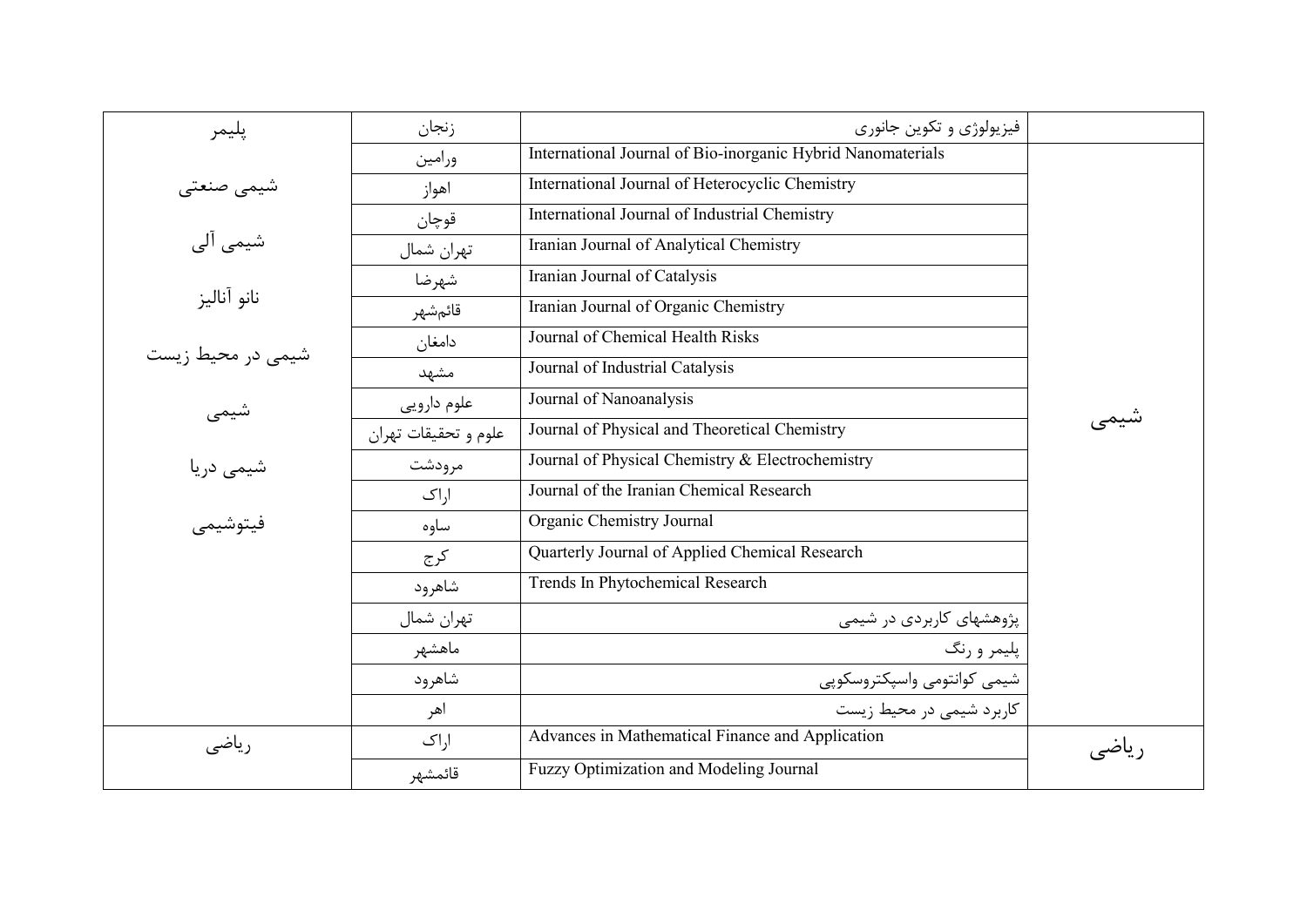| | | | |
|---|---|---|---|
| | فیزیولوژی و تکوین جانوری | زنجان | پلیمر |
| شیمی | International Journal of Bio-inorganic Hybrid Nanomaterials | ورامین | |
| | International Journal of Heterocyclic Chemistry | اهواز | شیمی صنعتی |
| | International Journal of Industrial Chemistry | قوچان | |
| | Iranian Journal of Analytical Chemistry | تهران شمال | شیمی آلی |
| | Iranian Journal of Catalysis | شهرضا | |
| | Iranian Journal of Organic Chemistry | قائم‌شهر | نانو آنالیز |
| | Journal of Chemical Health Risks | دامغان | |
| | Journal of Industrial Catalysis | مشهد | شیمی در محیط زیست |
| | Journal of Nanoanalysis | علوم دارویی | |
| | Journal of Physical and Theoretical Chemistry | علوم و تحقیقات تهران | شیمی |
| | Journal of Physical Chemistry & Electrochemistry | مرودشت | |
| | Journal of the Iranian Chemical Research | اراک | شیمی دریا |
| | Organic Chemistry Journal | ساوه | |
| | Quarterly Journal of Applied Chemical Research | کرج | فیتوشیمی |
| | Trends In Phytochemical Research | شاهرود | |
| | پژوهشهای کاربردی در شیمی | تهران شمال | |
| | پلیمر و رنگ | ماهشهر | |
| | شیمی کوانتومی واسپکتروسکوپی | شاهرود | |
| | کاربرد شیمی در محیط زیست | اهر | |
| ریاضی | Advances in Mathematical Finance and Application | اراک | ریاضی |
| | Fuzzy Optimization and Modeling Journal | قائمشهر | |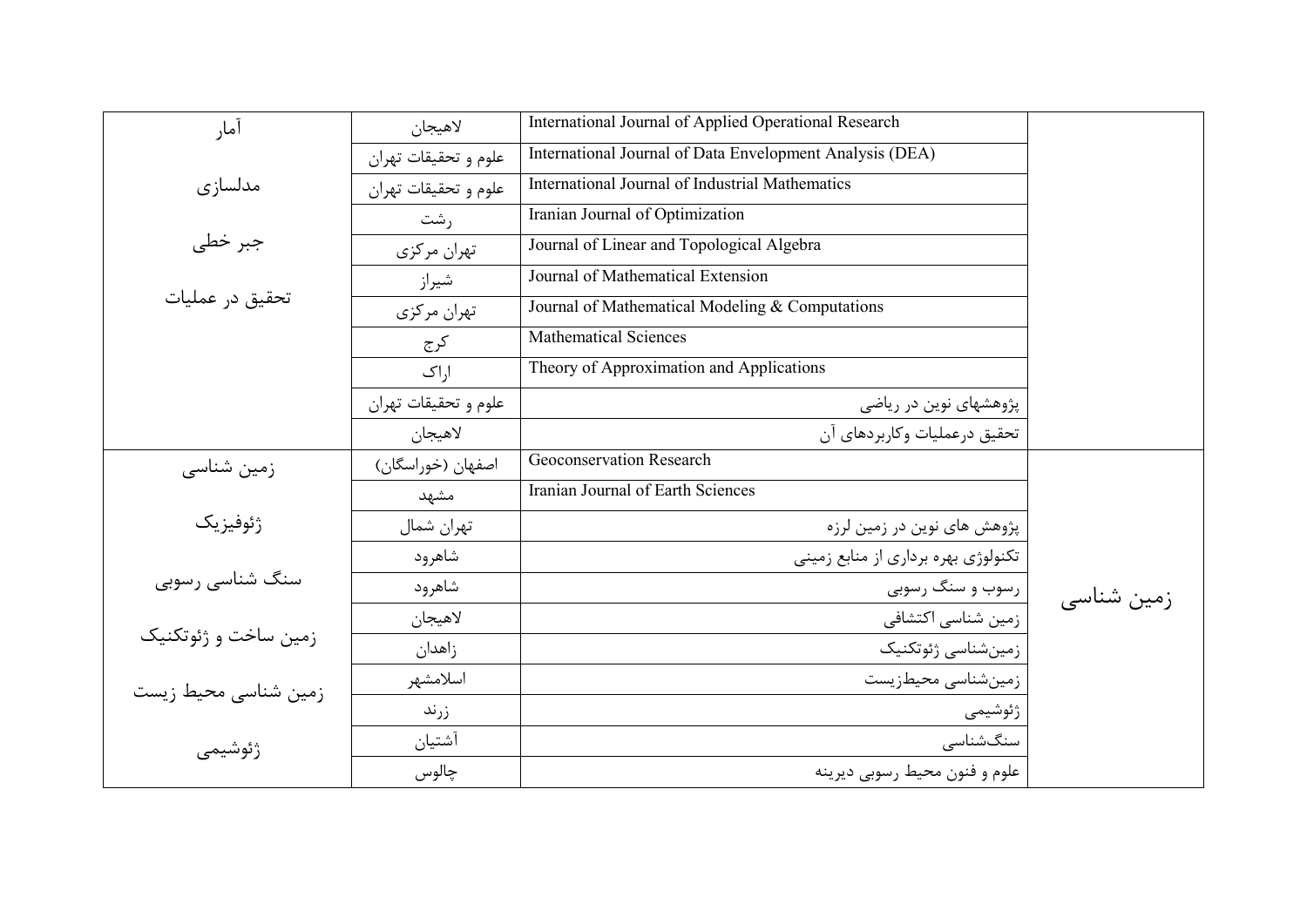| | | | |
|---|---|---|---|
| آمار<br>مدلسازی<br>جبر خطی<br>تحقیق در عملیات | لاهیجان | International Journal of Applied Operational Research | |
| | علوم و تحقیقات تهران | International Journal of Data Envelopment Analysis (DEA) | |
| | علوم و تحقیقات تهران | International Journal of Industrial Mathematics | |
| | رشت | Iranian Journal of Optimization | |
| | تهران مرکزی | Journal of Linear and Topological Algebra | |
| | شیراز | Journal of Mathematical Extension | |
| | تهران مرکزی | Journal of Mathematical Modeling & Computations | |
| | کرج | Mathematical Sciences | |
| | اراک | Theory of Approximation and Applications | |
| | علوم و تحقیقات تهران | پژوهشهای نوین در ریاضی | |
| | لاهیجان | تحقیق درعملیات وکاربردهای آن | |
| زمین شناسی<br>ژئوفیزیک<br>سنگ شناسی رسوبی<br>زمین ساخت و ژئوتکنیک<br>زمین شناسی محیط زیست<br>ژئوشیمی | اصفهان (خوراسگان) | Geoconservation Research | زمین شناسی |
| | مشهد | Iranian Journal of Earth Sciences | |
| | تهران شمال | پژوهش های نوین در زمین لرزه | |
| | شاهرود | تکنولوژی بهره برداری از منابع زمینی | |
| | شاهرود | رسوب و سنگ رسوبی | |
| | لاهیجان | زمین شناسی اکتشافی | |
| | زاهدان | زمین‌شناسی ژئوتکنیک | |
| | اسلامشهر | زمین‌شناسی محیط‌زیست | |
| | زرند | ژئوشیمی | |
| | آشتیان | سنگ‌شناسی | |
| | چالوس | علوم و فنون محیط رسوبی دیرینه | |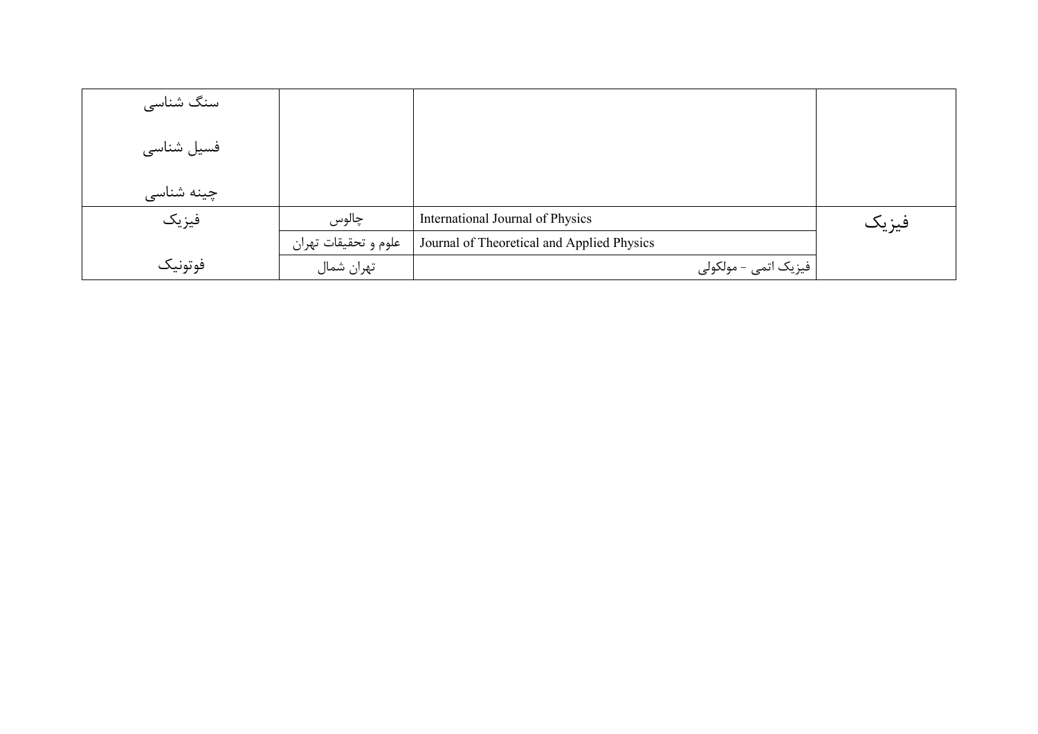| | | | |
|---|---|---|---|
| | | | سنگ شناسی<br><br>فسیل شناسی<br><br>چینه شناسی |
| فیزیک | International Journal of Physics | چالوس | فیزیک |
| | Journal of Theoretical and Applied Physics | علوم و تحقیقات تهران | |
| | فیزیک اتمی - مولکولی | تهران شمال | فوتونیک |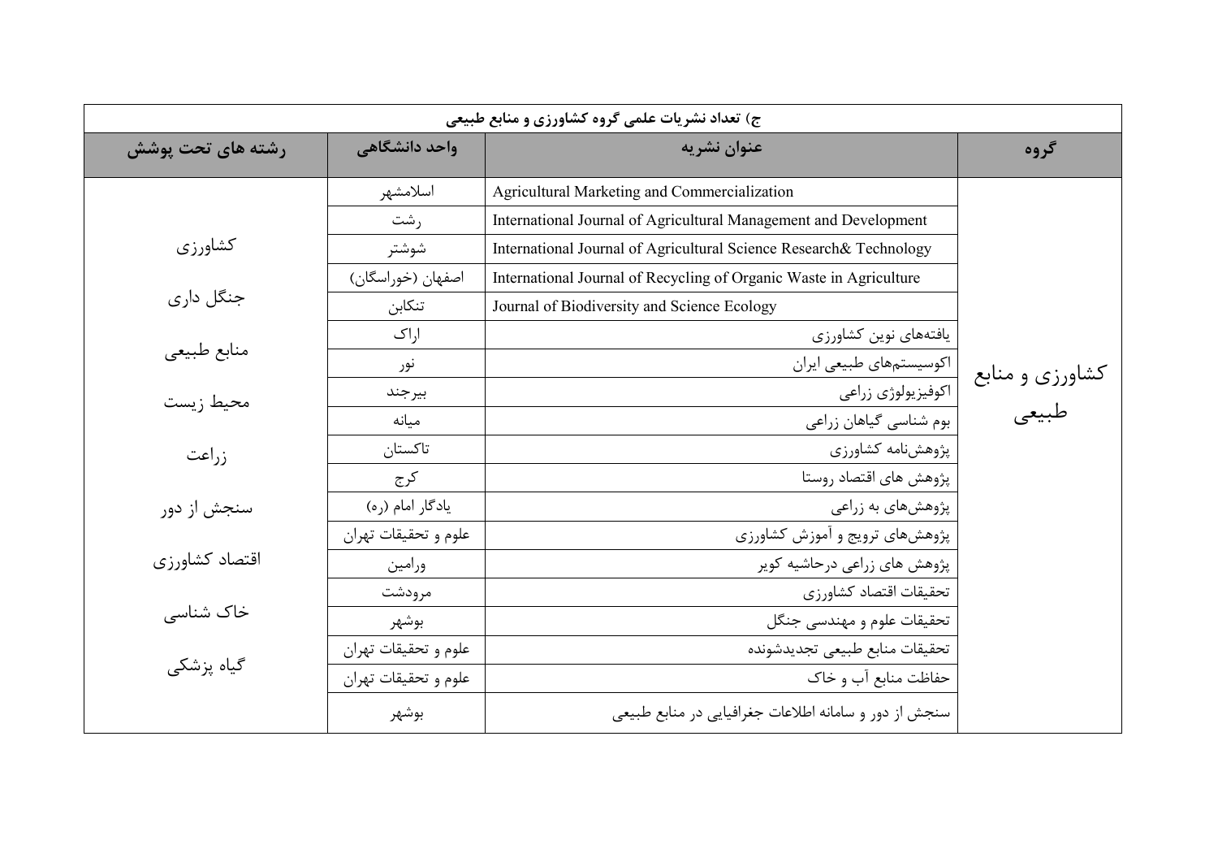| گروه | عنوان نشریه | واحد دانشگاهی | رشته های تحت پوشش |
|---|---|---|---|
| ج) تعداد نشریات علمی گروه کشاورزی و منابع طبیعی | | | |
| کشاورزی و منابع طبیعی | Agricultural Marketing and Commercialization | اسلامشهر | کشاورزی<br>جنگل داری<br>منابع طبیعی<br>محیط زیست<br>زراعت<br>سنجش از دور<br>اقتصاد کشاورزی<br>خاک شناسی<br>گیاه پزشکی |
| | International Journal of Agricultural Management and Development | رشت | |
| | International Journal of Agricultural Science Research& Technology | شوشتر | |
| | International Journal of Recycling of Organic Waste in Agriculture | اصفهان (خوراسگان) | |
| | Journal of Biodiversity and Science Ecology | تنکابن | |
| | یافته‌های نوین کشاورزی | اراک | |
| | اکوسیستم‌های طبیعی ایران | نور | |
| | اکوفیزیولوژی زراعی | بیرجند | |
| | بوم شناسی گیاهان زراعی | میانه | |
| | پژوهش‌نامه کشاورزی | تاکستان | |
| | پژوهش های اقتصاد روستا | کرج | |
| | پژوهش‌های به زراعی | یادگار امام (ره) | |
| | پژوهش‌های ترویج و آموزش کشاورزی | علوم و تحقیقات تهران | |
| | پژوهش های زراعی درحاشیه کویر | ورامین | |
| | تحقیقات اقتصاد کشاورزی | مرودشت | |
| | تحقیقات علوم و مهندسی جنگل | بوشهر | |
| | تحقیقات منابع طبیعی تجدیدشونده | علوم و تحقیقات تهران | |
| | حفاظت منابع آب و خاک | علوم و تحقیقات تهران | |
| | سنجش از دور و سامانه اطلاعات جغرافیایی در منابع طبیعی | بوشهر | |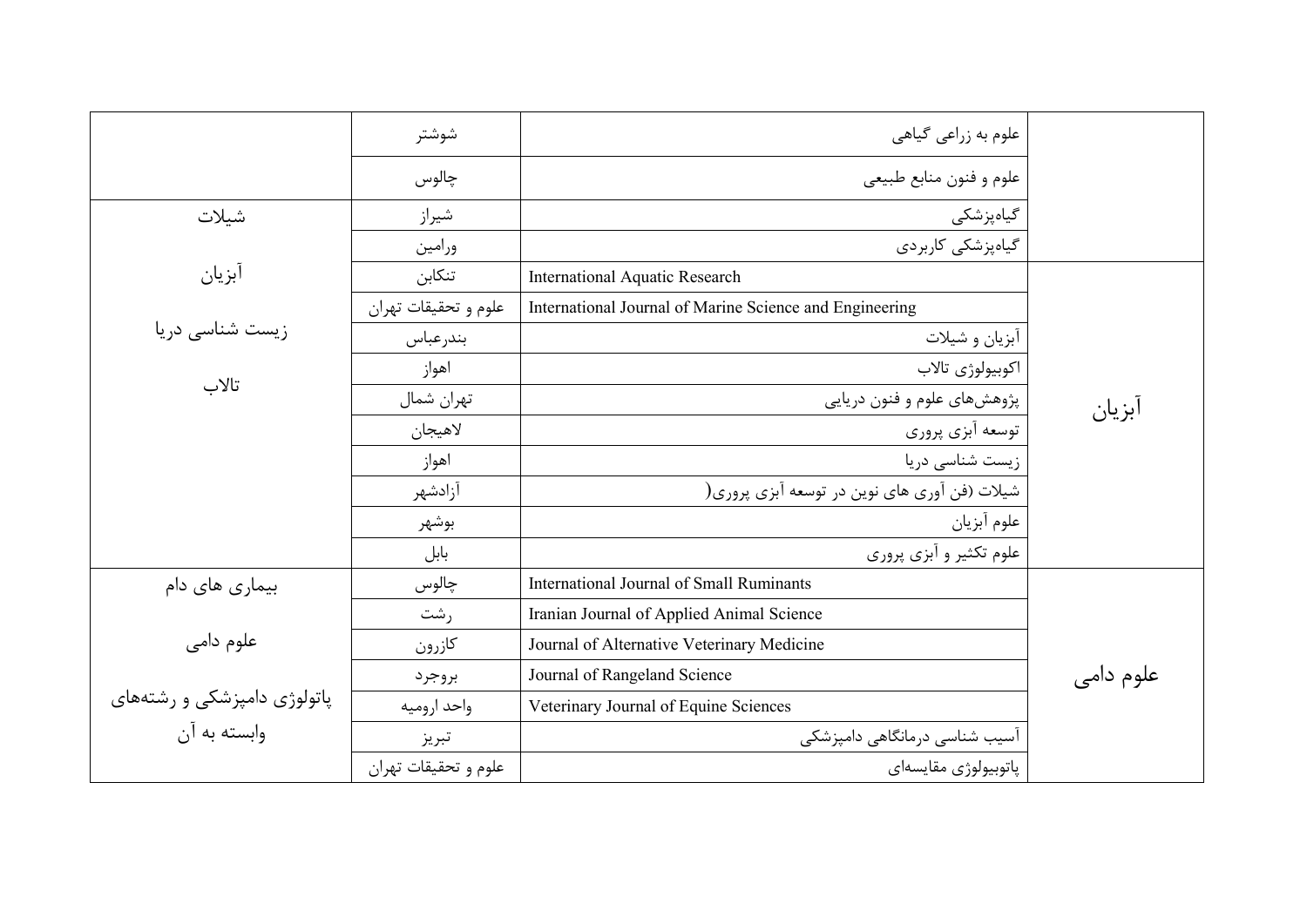| | | | |
|---|---|---|---|
| | علوم به زراعی گیاهی | شوشتر | |
| | علوم و فنون منابع طبیعی | چالوس | |
| | گیاه‌پزشکی | شیراز | شیلات |
| | گیاه‌پزشکی کاربردی | ورامین | |
| آبزیان | International Aquatic Research | تنکابن | آبزیان |
| | International Journal of Marine Science and Engineering | علوم و تحقیقات تهران | |
| | آبزیان و شیلات | بندرعباس | زیست شناسی دریا |
| | اکوبیولوژی تالاب | اهواز | |
| | پژوهش‌های علوم و فنون دریایی | تهران شمال | تالاب |
| | توسعه آبزی پروری | لاهیجان | |
| | زیست شناسی دریا | اهواز | |
| | شیلات (فن آوری های نوین در توسعه آبزی پروری) | آزادشهر | |
| | علوم آبزیان | بوشهر | |
| | علوم تکثیر و آبزی پروری | بابل | |
| علوم دامی | International Journal of Small Ruminants | چالوس | بیماری های دام |
| | Iranian Journal of Applied Animal Science | رشت | |
| | Journal of Alternative Veterinary Medicine | کازرون | علوم دامی |
| | Journal of Rangeland Science | بروجرد | |
| | Veterinary Journal of Equine Sciences | واحد ارومیه | پاتولوژی دامپزشکی و رشته‌های وابسته به آن |
| | آسیب شناسی درمانگاهی دامپزشکی | تبریز | |
| | پاتوبیولوژی مقایسه‌ای | علوم و تحقیقات تهران | |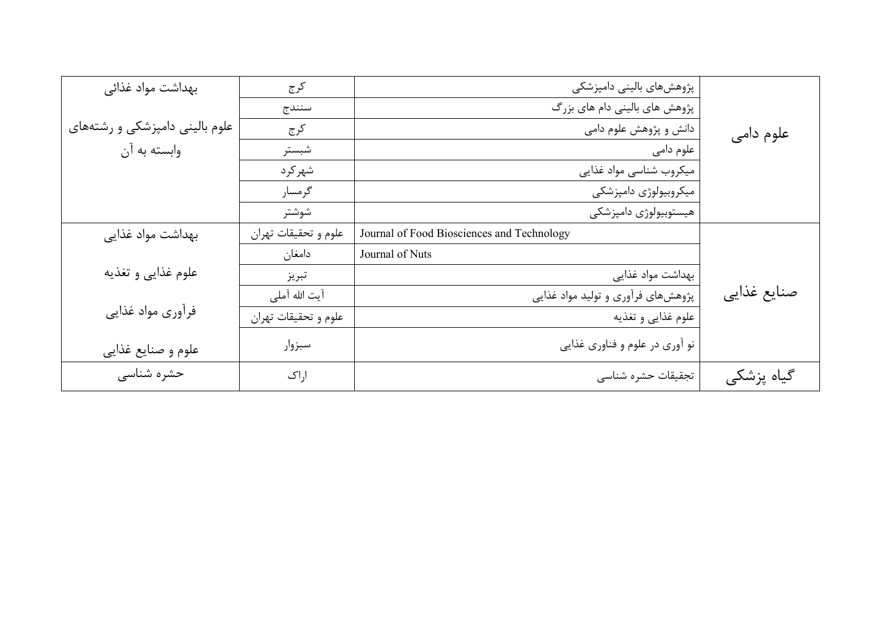| | | | |
|---|---|---|---|
| علوم دامی | پژوهش‌های بالینی دامپزشکی | کرج | بهداشت مواد غذائی |
| | پژوهش های بالینی دام های بزرگ | سنندج | علوم بالینی دامپزشکی و رشته‌های وابسته به آن |
| | دانش و پژوهش علوم دامی | کرج | |
| | علوم دامی | شبستر | |
| | میکروب شناسی مواد غذایی | شهرکرد | |
| | میکروبیولوژی دامپزشکی | گرمسار | |
| | هیستوبیولوژی دامپزشکی | شوشتر | |
| صنایع غذایی | Journal of Food Biosciences and Technology | علوم و تحقیقات تهران | بهداشت مواد غذایی |
| | Journal of Nuts | دامغان | علوم غذایی و تغذیه |
| | بهداشت مواد غذایی | تبریز | فرآوری مواد غذایی |
| | پژوهش‌های فرآوری و تولید مواد غذایی | آیت الله آملی | علوم و صنایع غذایی |
| | علوم غذایی و تغذیه | علوم و تحقیقات تهران | |
| | نو آوری در علوم و فناوری غذایی | سبزوار | |
| گیاه پزشکی | تحقیقات حشره شناسی | اراک | حشره شناسی |